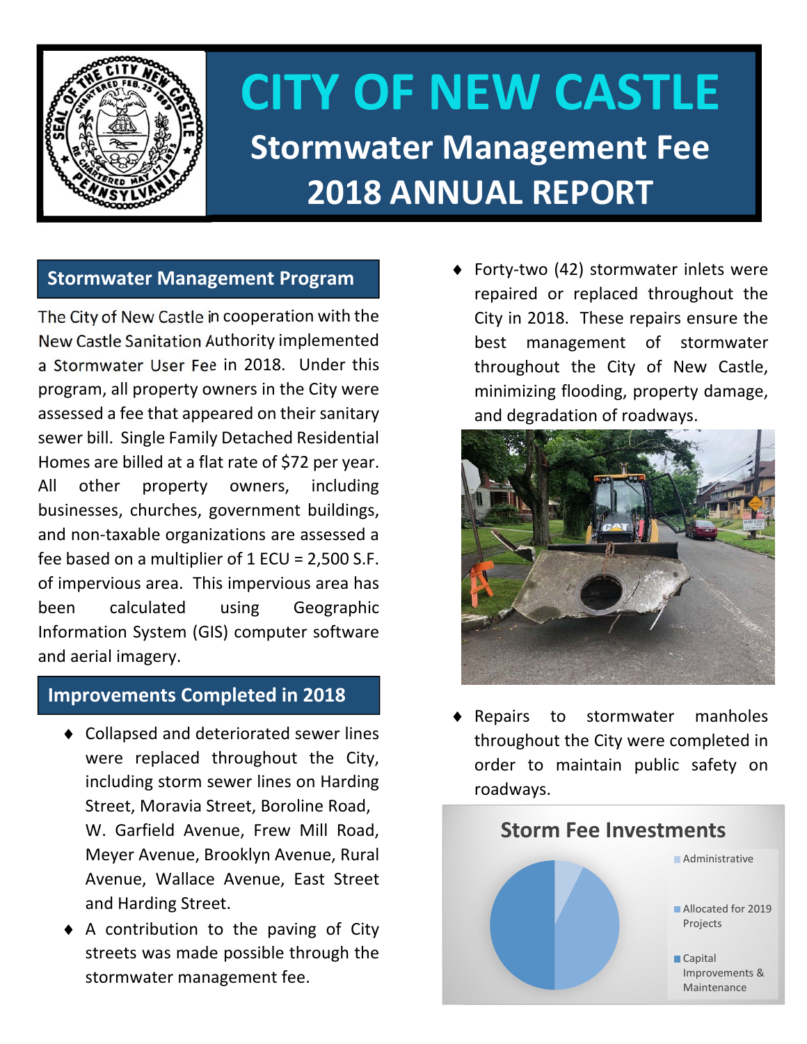# CITY OF NEW CASTLE

## Stormwater Management Fee 2018 ANNUAL REPORT

### Stormwater Management Program

The City of New Castle in cooperation with the New Castle Sanitation Authority implemented a Stormwater User Fee in 2018. Under this program, all property owners in the City were assessed a fee that appeared on their sanitary sewer bill. Single Family Detached Residential Homes are billed at a flat rate of $72 per year. All other property owners, including businesses, churches, government buildings, and non-taxable organizations are assessed a fee based on a multiplier of 1 ECU = 2,500 S.F. of impervious area. This impervious area has been calculated using Geographic Information System (GIS) computer software and aerial imagery.

### Improvements Completed in 2018

- Collapsed and deteriorated sewer lines were replaced throughout the City, including storm sewer lines on Harding Street, Moravia Street, Boroline Road, W. Garfield Avenue, Frew Mill Road, Meyer Avenue, Brooklyn Avenue, Rural Avenue, Wallace Avenue, East Street and Harding Street.
- A contribution to the paving of City streets was made possible through the stormwater management fee.
- Forty-two (42) stormwater inlets were repaired or replaced throughout the City in 2018. These repairs ensure the best management of stormwater throughout the City of New Castle, minimizing flooding, property damage, and degradation of roadways.
- Repairs to stormwater manholes throughout the City were completed in order to maintain public safety on roadways.

**Storm Fee Investments**

- Administrative
- Allocated for 2019 Projects
- Capital Improvements & Maintenance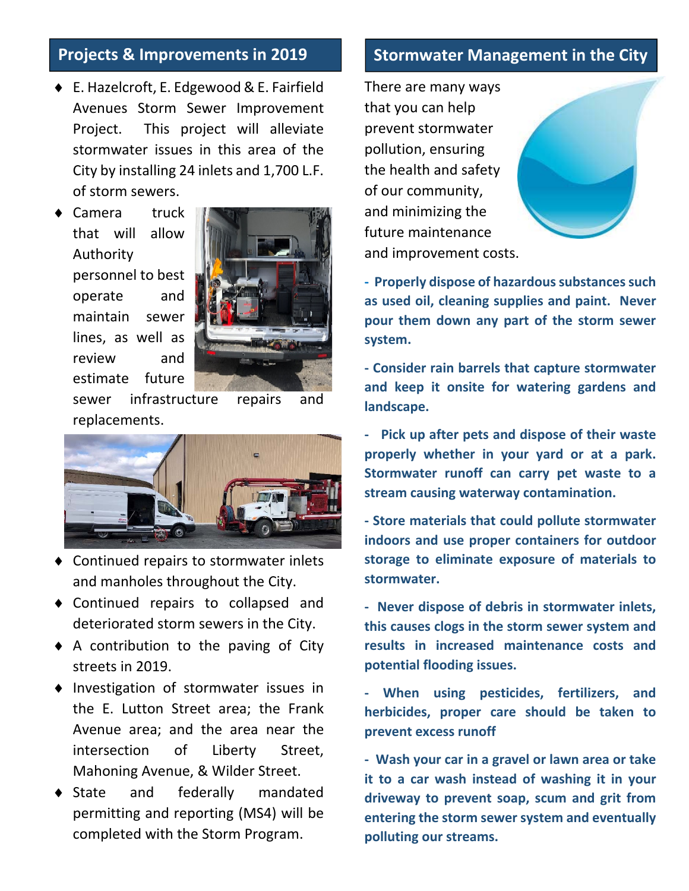## Projects & Improvements in 2019

- E. Hazelcroft, E. Edgewood & E. Fairfield Avenues Storm Sewer Improvement Project. This project will alleviate stormwater issues in this area of the City by installing 24 inlets and 1,700 L.F. of storm sewers.
- Camera truck that will allow Authority personnel to best operate and maintain sewer lines, as well as review and estimate future sewer infrastructure repairs and replacements.
- Continued repairs to stormwater inlets and manholes throughout the City.
- Continued repairs to collapsed and deteriorated storm sewers in the City.
- A contribution to the paving of City streets in 2019.
- Investigation of stormwater issues in the E. Lutton Street area; the Frank Avenue area; and the area near the intersection of Liberty Street, Mahoning Avenue, & Wilder Street.
- State and federally mandated permitting and reporting (MS4) will be completed with the Storm Program.

## Stormwater Management in the City

There are many ways that you can help prevent stormwater pollution, ensuring the health and safety of our community, and minimizing the future maintenance and improvement costs.

**- Properly dispose of hazardous substances such as used oil, cleaning supplies and paint. Never pour them down any part of the storm sewer system.**

**- Consider rain barrels that capture stormwater and keep it onsite for watering gardens and landscape.**

**- Pick up after pets and dispose of their waste properly whether in your yard or at a park. Stormwater runoff can carry pet waste to a stream causing waterway contamination.**

**- Store materials that could pollute stormwater indoors and use proper containers for outdoor storage to eliminate exposure of materials to stormwater.**

**- Never dispose of debris in stormwater inlets, this causes clogs in the storm sewer system and results in increased maintenance costs and potential flooding issues.**

**- When using pesticides, fertilizers, and herbicides, proper care should be taken to prevent excess runoff**

**- Wash your car in a gravel or lawn area or take it to a car wash instead of washing it in your driveway to prevent soap, scum and grit from entering the storm sewer system and eventually polluting our streams.**